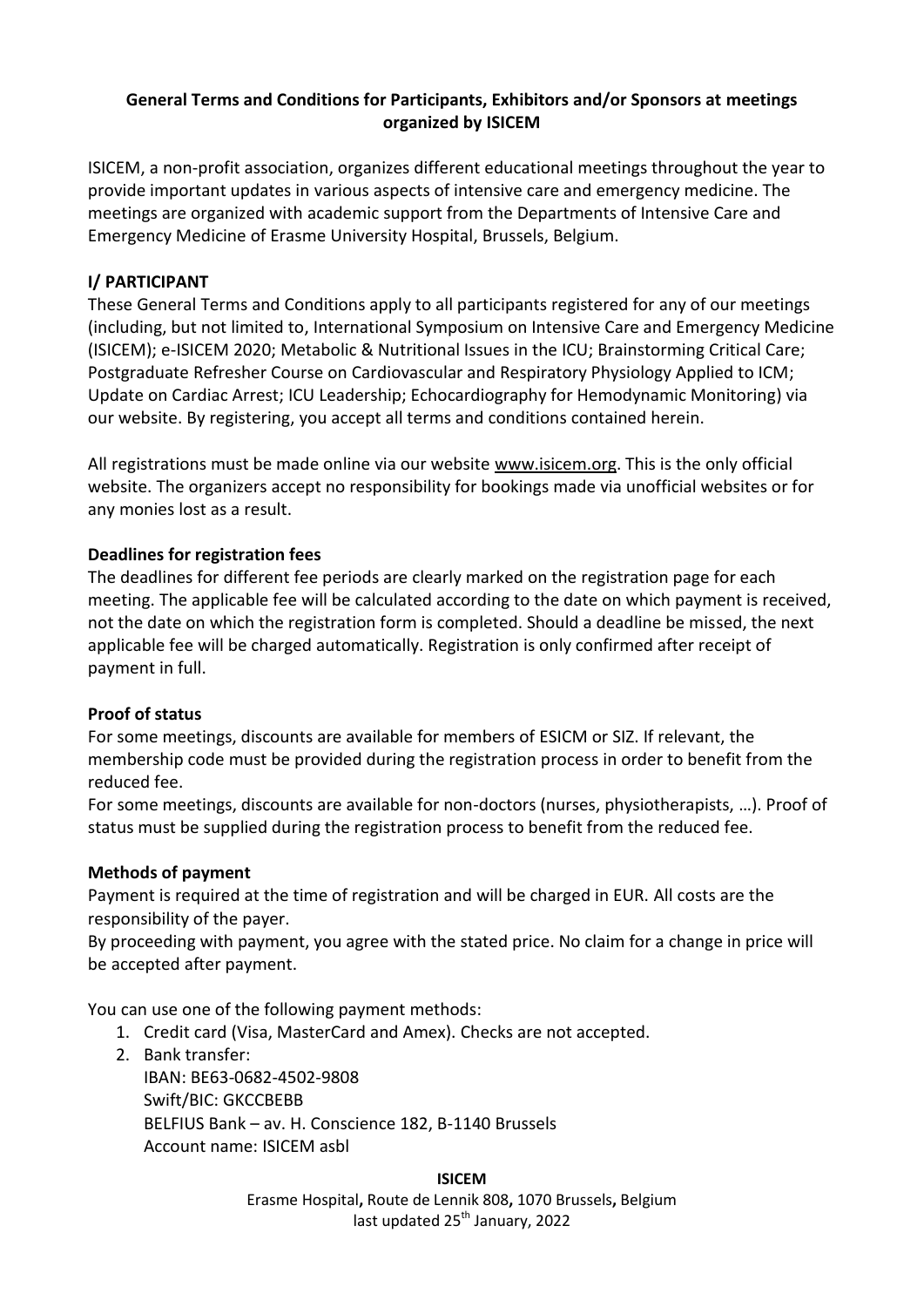**General Terms and Conditions for Participants, Exhibitors and/or Sponsors at meetings organized by ISICEM**

ISICEM, a non-profit association, organizes different educational meetings throughout the year to provide important updates in various aspects of intensive care and emergency medicine. The meetings are organized with academic support from the Departments of Intensive Care and Emergency Medicine of Erasme University Hospital, Brussels, Belgium.

## I/ PARTICIPANT

These General Terms and Conditions apply to all participants registered for any of our meetings (including, but not limited to, International Symposium on Intensive Care and Emergency Medicine (ISICEM); e-ISICEM 2020; Metabolic & Nutritional Issues in the ICU; Brainstorming Critical Care; Postgraduate Refresher Course on Cardiovascular and Respiratory Physiology Applied to ICM; Update on Cardiac Arrest; ICU Leadership; Echocardiography for Hemodynamic Monitoring) via our website. By registering, you accept all terms and conditions contained herein.

All registrations must be made online via our website www.isicem.org. This is the only official website. The organizers accept no responsibility for bookings made via unofficial websites or for any monies lost as a result.

### Deadlines for registration fees

The deadlines for different fee periods are clearly marked on the registration page for each meeting. The applicable fee will be calculated according to the date on which payment is received, not the date on which the registration form is completed. Should a deadline be missed, the next applicable fee will be charged automatically. Registration is only confirmed after receipt of payment in full.

### Proof of status

For some meetings, discounts are available for members of ESICM or SIZ. If relevant, the membership code must be provided during the registration process in order to benefit from the reduced fee.

For some meetings, discounts are available for non-doctors (nurses, physiotherapists, …). Proof of status must be supplied during the registration process to benefit from the reduced fee.

### Methods of payment

Payment is required at the time of registration and will be charged in EUR. All costs are the responsibility of the payer.

By proceeding with payment, you agree with the stated price. No claim for a change in price will be accepted after payment.

You can use one of the following payment methods:

1. Credit card (Visa, MasterCard and Amex). Checks are not accepted.
2. Bank transfer:
   IBAN: BE63-0682-4502-9808
   Swift/BIC: GKCCBEBB
   BELFIUS Bank – av. H. Conscience 182, B-1140 Brussels
   Account name: ISICEM asbl

**ISICEM**
Erasme Hospital, Route de Lennik 808, 1070 Brussels, Belgium
last updated 25th January, 2022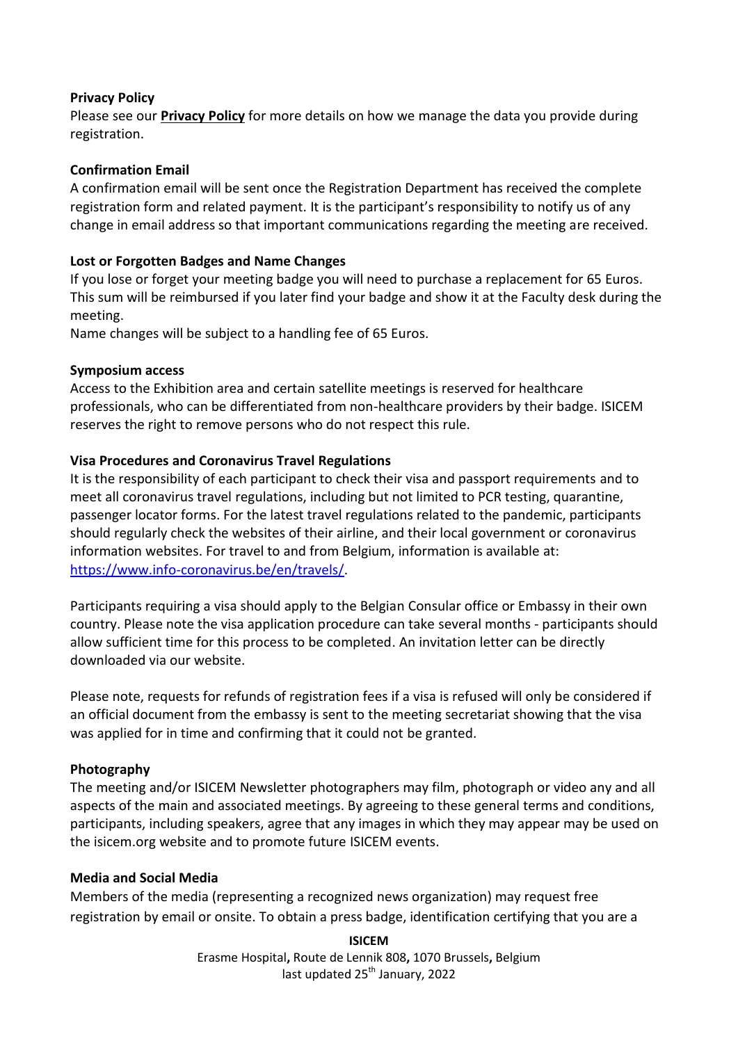**Privacy Policy**

Please see our **Privacy Policy** for more details on how we manage the data you provide during registration.

**Confirmation Email**

A confirmation email will be sent once the Registration Department has received the complete registration form and related payment. It is the participant's responsibility to notify us of any change in email address so that important communications regarding the meeting are received.

**Lost or Forgotten Badges and Name Changes**

If you lose or forget your meeting badge you will need to purchase a replacement for 65 Euros. This sum will be reimbursed if you later find your badge and show it at the Faculty desk during the meeting.

Name changes will be subject to a handling fee of 65 Euros.

**Symposium access**

Access to the Exhibition area and certain satellite meetings is reserved for healthcare professionals, who can be differentiated from non-healthcare providers by their badge. ISICEM reserves the right to remove persons who do not respect this rule.

**Visa Procedures and Coronavirus Travel Regulations**

It is the responsibility of each participant to check their visa and passport requirements and to meet all coronavirus travel regulations, including but not limited to PCR testing, quarantine, passenger locator forms. For the latest travel regulations related to the pandemic, participants should regularly check the websites of their airline, and their local government or coronavirus information websites. For travel to and from Belgium, information is available at: https://www.info-coronavirus.be/en/travels/.

Participants requiring a visa should apply to the Belgian Consular office or Embassy in their own country. Please note the visa application procedure can take several months - participants should allow sufficient time for this process to be completed. An invitation letter can be directly downloaded via our website.

Please note, requests for refunds of registration fees if a visa is refused will only be considered if an official document from the embassy is sent to the meeting secretariat showing that the visa was applied for in time and confirming that it could not be granted.

**Photography**

The meeting and/or ISICEM Newsletter photographers may film, photograph or video any and all aspects of the main and associated meetings. By agreeing to these general terms and conditions, participants, including speakers, agree that any images in which they may appear may be used on the isicem.org website and to promote future ISICEM events.

**Media and Social Media**

Members of the media (representing a recognized news organization) may request free registration by email or onsite. To obtain a press badge, identification certifying that you are a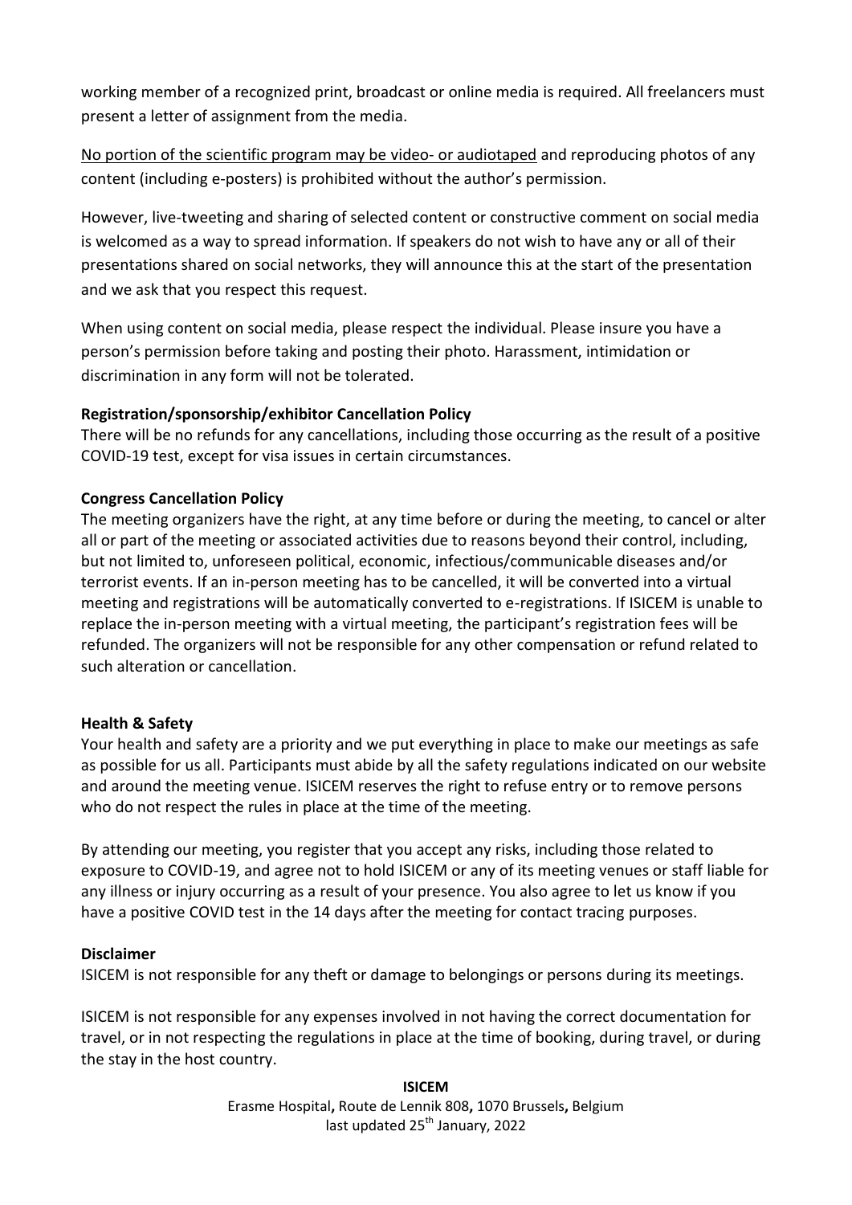working member of a recognized print, broadcast or online media is required. All freelancers must present a letter of assignment from the media.

<u>No portion of the scientific program may be video- or audiotaped</u> and reproducing photos of any content (including e-posters) is prohibited without the author's permission.

However, live-tweeting and sharing of selected content or constructive comment on social media is welcomed as a way to spread information. If speakers do not wish to have any or all of their presentations shared on social networks, they will announce this at the start of the presentation and we ask that you respect this request.

When using content on social media, please respect the individual. Please insure you have a person's permission before taking and posting their photo. Harassment, intimidation or discrimination in any form will not be tolerated.

**Registration/sponsorship/exhibitor Cancellation Policy**

There will be no refunds for any cancellations, including those occurring as the result of a positive COVID-19 test, except for visa issues in certain circumstances.

**Congress Cancellation Policy**

The meeting organizers have the right, at any time before or during the meeting, to cancel or alter all or part of the meeting or associated activities due to reasons beyond their control, including, but not limited to, unforeseen political, economic, infectious/communicable diseases and/or terrorist events. If an in-person meeting has to be cancelled, it will be converted into a virtual meeting and registrations will be automatically converted to e-registrations. If ISICEM is unable to replace the in-person meeting with a virtual meeting, the participant's registration fees will be refunded. The organizers will not be responsible for any other compensation or refund related to such alteration or cancellation.

**Health & Safety**

Your health and safety are a priority and we put everything in place to make our meetings as safe as possible for us all. Participants must abide by all the safety regulations indicated on our website and around the meeting venue. ISICEM reserves the right to refuse entry or to remove persons who do not respect the rules in place at the time of the meeting.

By attending our meeting, you register that you accept any risks, including those related to exposure to COVID-19, and agree not to hold ISICEM or any of its meeting venues or staff liable for any illness or injury occurring as a result of your presence. You also agree to let us know if you have a positive COVID test in the 14 days after the meeting for contact tracing purposes.

**Disclaimer**

ISICEM is not responsible for any theft or damage to belongings or persons during its meetings.

ISICEM is not responsible for any expenses involved in not having the correct documentation for travel, or in not respecting the regulations in place at the time of booking, during travel, or during the stay in the host country.

**ISICEM**
Erasme Hospital**,** Route de Lennik 808**,** 1070 Brussels**,** Belgium
last updated 25th January, 2022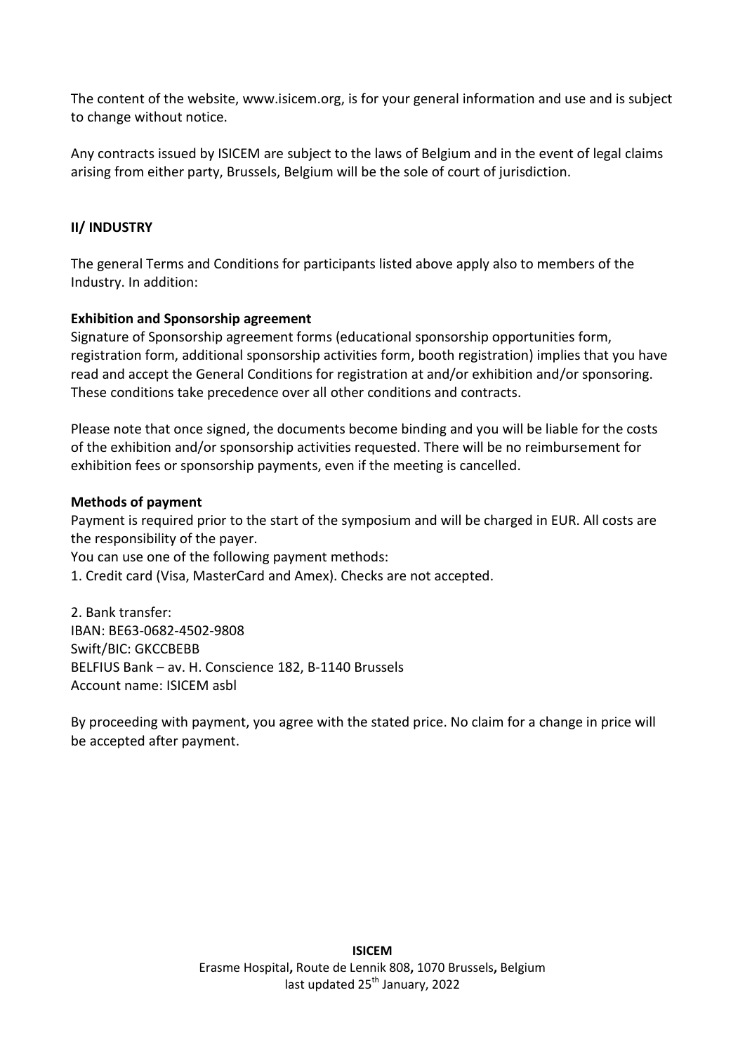The content of the website, www.isicem.org, is for your general information and use and is subject to change without notice.

Any contracts issued by ISICEM are subject to the laws of Belgium and in the event of legal claims arising from either party, Brussels, Belgium will be the sole of court of jurisdiction.

## II/ INDUSTRY

The general Terms and Conditions for participants listed above apply also to members of the Industry. In addition:

**Exhibition and Sponsorship agreement**

Signature of Sponsorship agreement forms (educational sponsorship opportunities form, registration form, additional sponsorship activities form, booth registration) implies that you have read and accept the General Conditions for registration at and/or exhibition and/or sponsoring. These conditions take precedence over all other conditions and contracts.

Please note that once signed, the documents become binding and you will be liable for the costs of the exhibition and/or sponsorship activities requested. There will be no reimbursement for exhibition fees or sponsorship payments, even if the meeting is cancelled.

**Methods of payment**

Payment is required prior to the start of the symposium and will be charged in EUR. All costs are the responsibility of the payer.

You can use one of the following payment methods:

1. Credit card (Visa, MasterCard and Amex). Checks are not accepted.

2. Bank transfer:
IBAN: BE63-0682-4502-9808
Swift/BIC: GKCCBEBB
BELFIUS Bank – av. H. Conscience 182, B-1140 Brussels
Account name: ISICEM asbl

By proceeding with payment, you agree with the stated price. No claim for a change in price will be accepted after payment.

**ISICEM**
Erasme Hospital**,** Route de Lennik 808**,** 1070 Brussels**,** Belgium
last updated 25th January, 2022